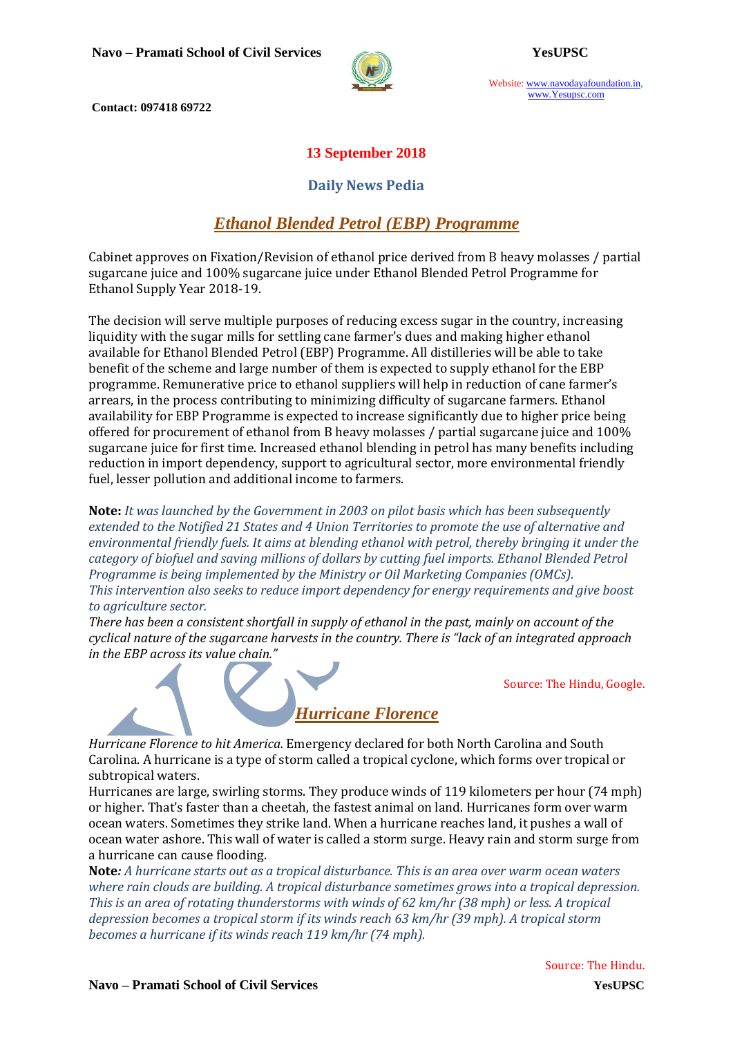**13 September 2018**

**Daily News Pedia**

## *Ethanol Blended Petrol (EBP) Programme*

Cabinet approves on Fixation/Revision of ethanol price derived from B heavy molasses / partial sugarcane juice and 100% sugarcane juice under Ethanol Blended Petrol Programme for Ethanol Supply Year 2018-19.

The decision will serve multiple purposes of reducing excess sugar in the country, increasing liquidity with the sugar mills for settling cane farmer's dues and making higher ethanol available for Ethanol Blended Petrol (EBP) Programme. All distilleries will be able to take benefit of the scheme and large number of them is expected to supply ethanol for the EBP programme. Remunerative price to ethanol suppliers will help in reduction of cane farmer's arrears, in the process contributing to minimizing difficulty of sugarcane farmers. Ethanol availability for EBP Programme is expected to increase significantly due to higher price being offered for procurement of ethanol from B heavy molasses / partial sugarcane juice and 100% sugarcane juice for first time. Increased ethanol blending in petrol has many benefits including reduction in import dependency, support to agricultural sector, more environmental friendly fuel, lesser pollution and additional income to farmers.

**Note:** *It was launched by the Government in 2003 on pilot basis which has been subsequently extended to the Notified 21 States and 4 Union Territories to promote the use of alternative and environmental friendly fuels. It aims at blending ethanol with petrol, thereby bringing it under the category of biofuel and saving millions of dollars by cutting fuel imports. Ethanol Blended Petrol Programme is being implemented by the Ministry or Oil Marketing Companies (OMCs).*
*This intervention also seeks to reduce import dependency for energy requirements and give boost to agriculture sector.*
*There has been a consistent shortfall in supply of ethanol in the past, mainly on account of the cyclical nature of the sugarcane harvests in the country. There is "lack of an integrated approach in the EBP across its value chain."*

Source: The Hindu, Google.

## *Hurricane Florence*

*Hurricane Florence to hit America.* Emergency declared for both North Carolina and South Carolina. A hurricane is a type of storm called a tropical cyclone, which forms over tropical or subtropical waters.
Hurricanes are large, swirling storms. They produce winds of 119 kilometers per hour (74 mph) or higher. That's faster than a cheetah, the fastest animal on land. Hurricanes form over warm ocean waters. Sometimes they strike land. When a hurricane reaches land, it pushes a wall of ocean water ashore. This wall of water is called a storm surge. Heavy rain and storm surge from a hurricane can cause flooding.
**Note***: A hurricane starts out as a tropical disturbance. This is an area over warm ocean waters where rain clouds are building. A tropical disturbance sometimes grows into a tropical depression. This is an area of rotating thunderstorms with winds of 62 km/hr (38 mph) or less. A tropical depression becomes a tropical storm if its winds reach 63 km/hr (39 mph). A tropical storm becomes a hurricane if its winds reach 119 km/hr (74 mph).*

Source: The Hindu.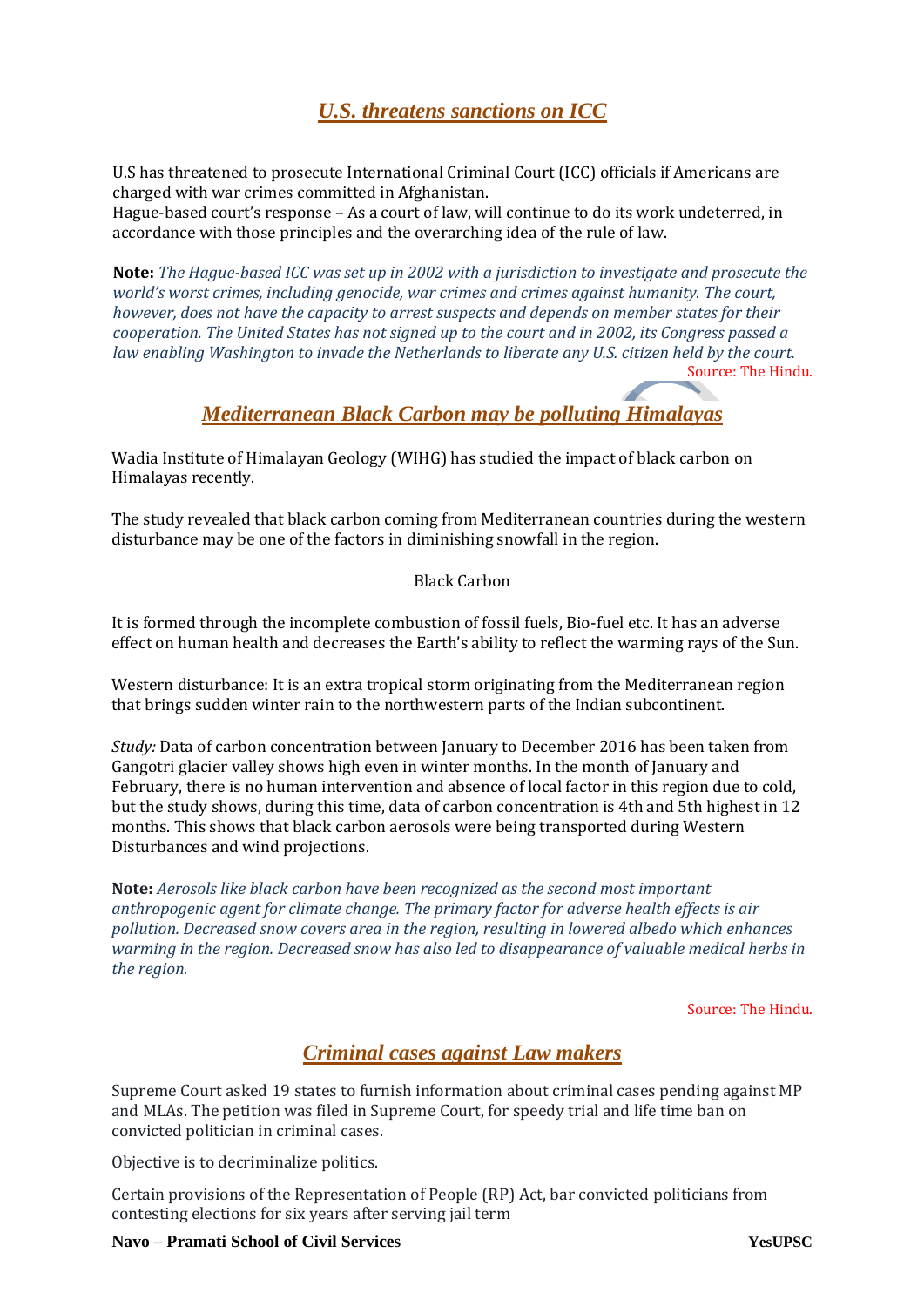## *U.S. threatens sanctions on ICC*

U.S has threatened to prosecute International Criminal Court (ICC) officials if Americans are charged with war crimes committed in Afghanistan.
Hague-based court's response – As a court of law, will continue to do its work undeterred, in accordance with those principles and the overarching idea of the rule of law.

**Note:** *The Hague-based ICC was set up in 2002 with a jurisdiction to investigate and prosecute the world's worst crimes, including genocide, war crimes and crimes against humanity. The court, however, does not have the capacity to arrest suspects and depends on member states for their cooperation. The United States has not signed up to the court and in 2002, its Congress passed a law enabling Washington to invade the Netherlands to liberate any U.S. citizen held by the court.*

Source: The Hindu.

## *Mediterranean Black Carbon may be polluting Himalayas*

Wadia Institute of Himalayan Geology (WIHG) has studied the impact of black carbon on Himalayas recently.

The study revealed that black carbon coming from Mediterranean countries during the western disturbance may be one of the factors in diminishing snowfall in the region.

Black Carbon

It is formed through the incomplete combustion of fossil fuels, Bio-fuel etc. It has an adverse effect on human health and decreases the Earth's ability to reflect the warming rays of the Sun.

Western disturbance: It is an extra tropical storm originating from the Mediterranean region that brings sudden winter rain to the northwestern parts of the Indian subcontinent.

*Study:* Data of carbon concentration between January to December 2016 has been taken from Gangotri glacier valley shows high even in winter months. In the month of January and February, there is no human intervention and absence of local factor in this region due to cold, but the study shows, during this time, data of carbon concentration is 4th and 5th highest in 12 months. This shows that black carbon aerosols were being transported during Western Disturbances and wind projections.

**Note:** *Aerosols like black carbon have been recognized as the second most important anthropogenic agent for climate change. The primary factor for adverse health effects is air pollution. Decreased snow covers area in the region, resulting in lowered albedo which enhances warming in the region. Decreased snow has also led to disappearance of valuable medical herbs in the region.*

Source: The Hindu.

## *Criminal cases against Law makers*

Supreme Court asked 19 states to furnish information about criminal cases pending against MP and MLAs. The petition was filed in Supreme Court, for speedy trial and life time ban on convicted politician in criminal cases.

Objective is to decriminalize politics.

Certain provisions of the Representation of People (RP) Act, bar convicted politicians from contesting elections for six years after serving jail term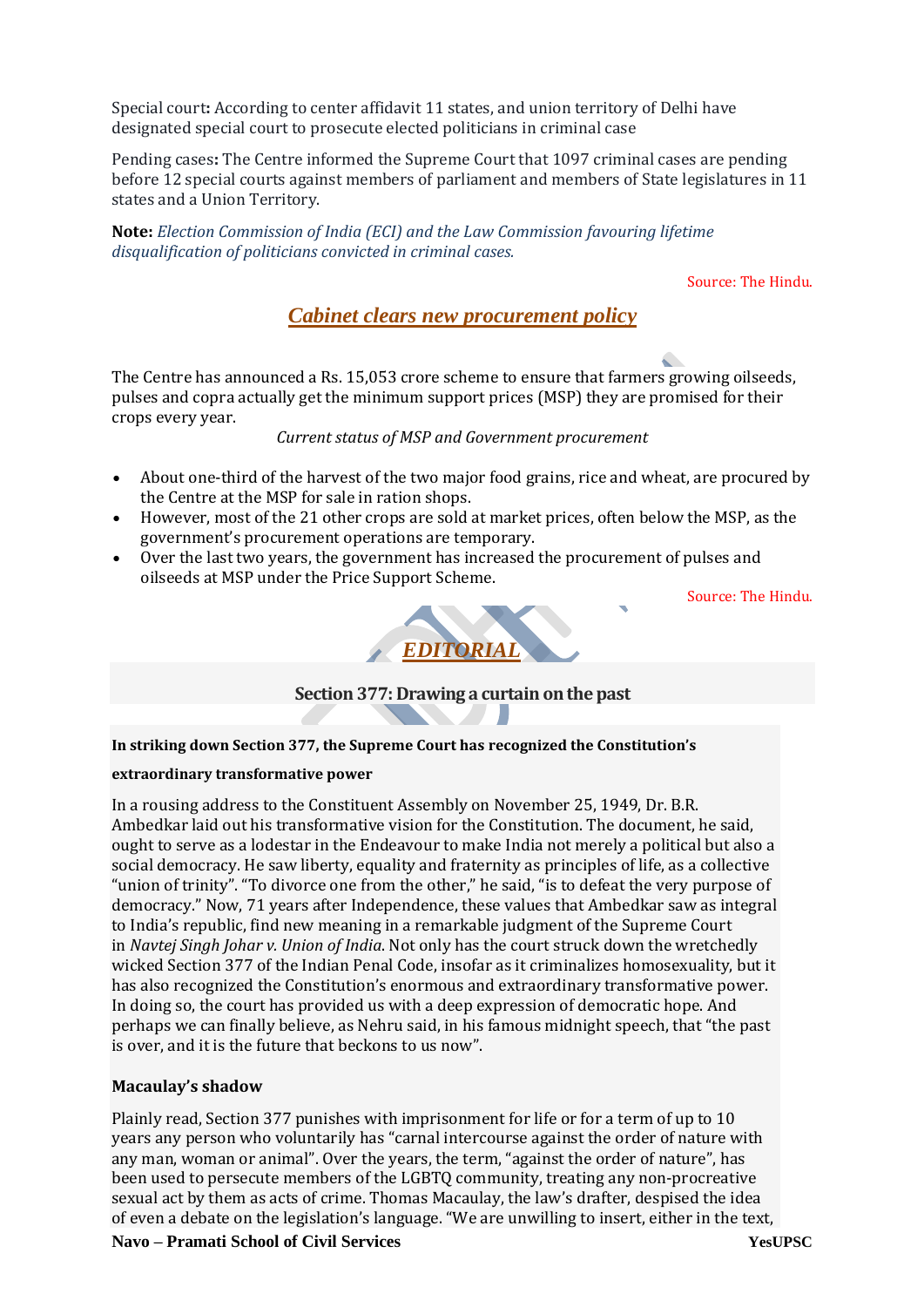Special court**:** According to center affidavit 11 states, and union territory of Delhi have designated special court to prosecute elected politicians in criminal case

Pending cases**:** The Centre informed the Supreme Court that 1097 criminal cases are pending before 12 special courts against members of parliament and members of State legislatures in 11 states and a Union Territory.

**Note:** *Election Commission of India (ECI) and the Law Commission favouring lifetime disqualification of politicians convicted in criminal cases.*

Source: The Hindu.

## Cabinet clears new procurement policy

The Centre has announced a Rs. 15,053 crore scheme to ensure that farmers growing oilseeds, pulses and copra actually get the minimum support prices (MSP) they are promised for their crops every year.

*Current status of MSP and Government procurement*

- About one-third of the harvest of the two major food grains, rice and wheat, are procured by the Centre at the MSP for sale in ration shops.
- However, most of the 21 other crops are sold at market prices, often below the MSP, as the government's procurement operations are temporary.
- Over the last two years, the government has increased the procurement of pulses and oilseeds at MSP under the Price Support Scheme.

Source: The Hindu.

# EDITORIAL

## Section 377: Drawing a curtain on the past

**In striking down Section 377, the Supreme Court has recognized the Constitution's extraordinary transformative power**

In a rousing address to the Constituent Assembly on November 25, 1949, Dr. B.R. Ambedkar laid out his transformative vision for the Constitution. The document, he said, ought to serve as a lodestar in the Endeavour to make India not merely a political but also a social democracy. He saw liberty, equality and fraternity as principles of life, as a collective "union of trinity". "To divorce one from the other," he said, "is to defeat the very purpose of democracy." Now, 71 years after Independence, these values that Ambedkar saw as integral to India's republic, find new meaning in a remarkable judgment of the Supreme Court in *Navtej Singh Johar v. Union of India*. Not only has the court struck down the wretchedly wicked Section 377 of the Indian Penal Code, insofar as it criminalizes homosexuality, but it has also recognized the Constitution's enormous and extraordinary transformative power. In doing so, the court has provided us with a deep expression of democratic hope. And perhaps we can finally believe, as Nehru said, in his famous midnight speech, that "the past is over, and it is the future that beckons to us now".

### Macaulay's shadow

Plainly read, Section 377 punishes with imprisonment for life or for a term of up to 10 years any person who voluntarily has "carnal intercourse against the order of nature with any man, woman or animal". Over the years, the term, "against the order of nature", has been used to persecute members of the LGBTQ community, treating any non-procreative sexual act by them as acts of crime. Thomas Macaulay, the law's drafter, despised the idea of even a debate on the legislation's language. "We are unwilling to insert, either in the text,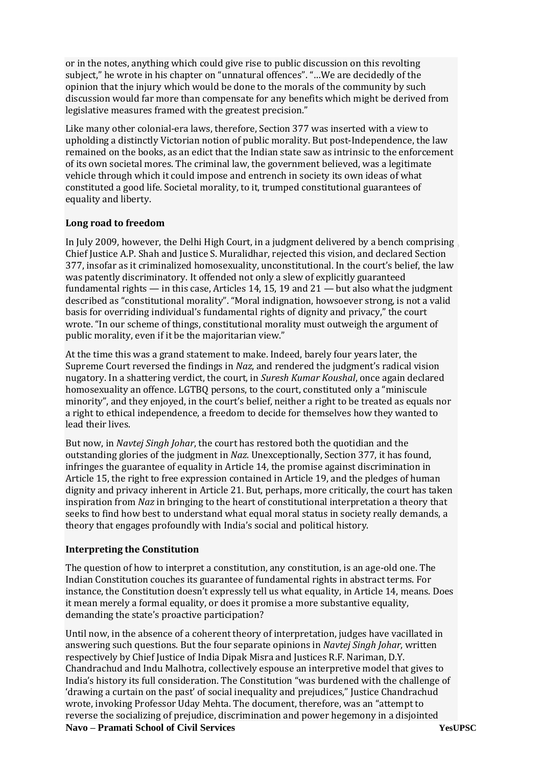or in the notes, anything which could give rise to public discussion on this revolting subject," he wrote in his chapter on "unnatural offences". "…We are decidedly of the opinion that the injury which would be done to the morals of the community by such discussion would far more than compensate for any benefits which might be derived from legislative measures framed with the greatest precision."

Like many other colonial-era laws, therefore, Section 377 was inserted with a view to upholding a distinctly Victorian notion of public morality. But post-Independence, the law remained on the books, as an edict that the Indian state saw as intrinsic to the enforcement of its own societal mores. The criminal law, the government believed, was a legitimate vehicle through which it could impose and entrench in society its own ideas of what constituted a good life. Societal morality, to it, trumped constitutional guarantees of equality and liberty.

**Long road to freedom**

In July 2009, however, the Delhi High Court, in a judgment delivered by a bench comprising Chief Justice A.P. Shah and Justice S. Muralidhar, rejected this vision, and declared Section 377, insofar as it criminalized homosexuality, unconstitutional. In the court's belief, the law was patently discriminatory. It offended not only a slew of explicitly guaranteed fundamental rights — in this case, Articles 14, 15, 19 and 21 — but also what the judgment described as "constitutional morality". "Moral indignation, howsoever strong, is not a valid basis for overriding individual's fundamental rights of dignity and privacy," the court wrote. "In our scheme of things, constitutional morality must outweigh the argument of public morality, even if it be the majoritarian view."

At the time this was a grand statement to make. Indeed, barely four years later, the Supreme Court reversed the findings in *Naz*, and rendered the judgment's radical vision nugatory. In a shattering verdict, the court, in *Suresh Kumar Koushal*, once again declared homosexuality an offence. LGTBQ persons, to the court, constituted only a "miniscule minority", and they enjoyed, in the court's belief, neither a right to be treated as equals nor a right to ethical independence, a freedom to decide for themselves how they wanted to lead their lives.

But now, in *Navtej Singh Johar*, the court has restored both the quotidian and the outstanding glories of the judgment in *Naz*. Unexceptionally, Section 377, it has found, infringes the guarantee of equality in Article 14, the promise against discrimination in Article 15, the right to free expression contained in Article 19, and the pledges of human dignity and privacy inherent in Article 21. But, perhaps, more critically, the court has taken inspiration from *Naz* in bringing to the heart of constitutional interpretation a theory that seeks to find how best to understand what equal moral status in society really demands, a theory that engages profoundly with India's social and political history.

**Interpreting the Constitution**

The question of how to interpret a constitution, any constitution, is an age-old one. The Indian Constitution couches its guarantee of fundamental rights in abstract terms. For instance, the Constitution doesn't expressly tell us what equality, in Article 14, means. Does it mean merely a formal equality, or does it promise a more substantive equality, demanding the state's proactive participation?

Until now, in the absence of a coherent theory of interpretation, judges have vacillated in answering such questions. But the four separate opinions in *Navtej Singh Johar*, written respectively by Chief Justice of India Dipak Misra and Justices R.F. Nariman, D.Y. Chandrachud and Indu Malhotra, collectively espouse an interpretive model that gives to India's history its full consideration. The Constitution "was burdened with the challenge of 'drawing a curtain on the past' of social inequality and prejudices," Justice Chandrachud wrote, invoking Professor Uday Mehta. The document, therefore, was an "attempt to reverse the socializing of prejudice, discrimination and power hegemony in a disjointed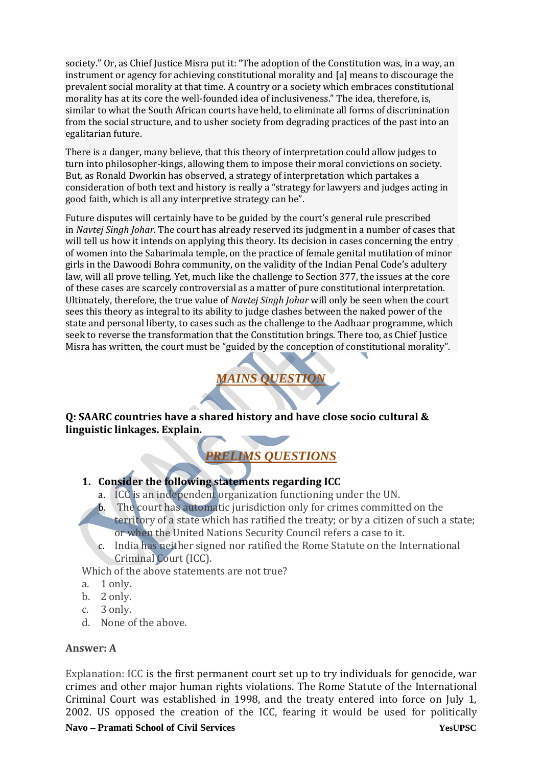society." Or, as Chief Justice Misra put it: "The adoption of the Constitution was, in a way, an instrument or agency for achieving constitutional morality and [a] means to discourage the prevalent social morality at that time. A country or a society which embraces constitutional morality has at its core the well-founded idea of inclusiveness." The idea, therefore, is, similar to what the South African courts have held, to eliminate all forms of discrimination from the social structure, and to usher society from degrading practices of the past into an egalitarian future.

There is a danger, many believe, that this theory of interpretation could allow judges to turn into philosopher-kings, allowing them to impose their moral convictions on society. But, as Ronald Dworkin has observed, a strategy of interpretation which partakes a consideration of both text and history is really a "strategy for lawyers and judges acting in good faith, which is all any interpretive strategy can be".

Future disputes will certainly have to be guided by the court's general rule prescribed in *Navtej Singh Johar*. The court has already reserved its judgment in a number of cases that will tell us how it intends on applying this theory. Its decision in cases concerning the entry of women into the Sabarimala temple, on the practice of female genital mutilation of minor girls in the Dawoodi Bohra community, on the validity of the Indian Penal Code's adultery law, will all prove telling. Yet, much like the challenge to Section 377, the issues at the core of these cases are scarcely controversial as a matter of pure constitutional interpretation. Ultimately, therefore, the true value of *Navtej Singh Johar* will only be seen when the court sees this theory as integral to its ability to judge clashes between the naked power of the state and personal liberty, to cases such as the challenge to the Aadhaar programme, which seek to reverse the transformation that the Constitution brings. There too, as Chief Justice Misra has written, the court must be "guided by the conception of constitutional morality".

## *MAINS QUESTION*

**Q: SAARC countries have a shared history and have close socio cultural & linguistic linkages. Explain.**

## *PRELIMS QUESTIONS*

1. **Consider the following statements regarding ICC**
   a. ICC is an independent organization functioning under the UN.
   b. The court has automatic jurisdiction only for crimes committed on the territory of a state which has ratified the treaty; or by a citizen of such a state; or when the United Nations Security Council refers a case to it.
   c. India has neither signed nor ratified the Rome Statute on the International Criminal Court (ICC).

Which of the above statements are not true?

a. 1 only.
b. 2 only.
c. 3 only.
d. None of the above.

**Answer: A**

Explanation: ICC is the first permanent court set up to try individuals for genocide, war crimes and other major human rights violations. The Rome Statute of the International Criminal Court was established in 1998, and the treaty entered into force on July 1, 2002. US opposed the creation of the ICC, fearing it would be used for politically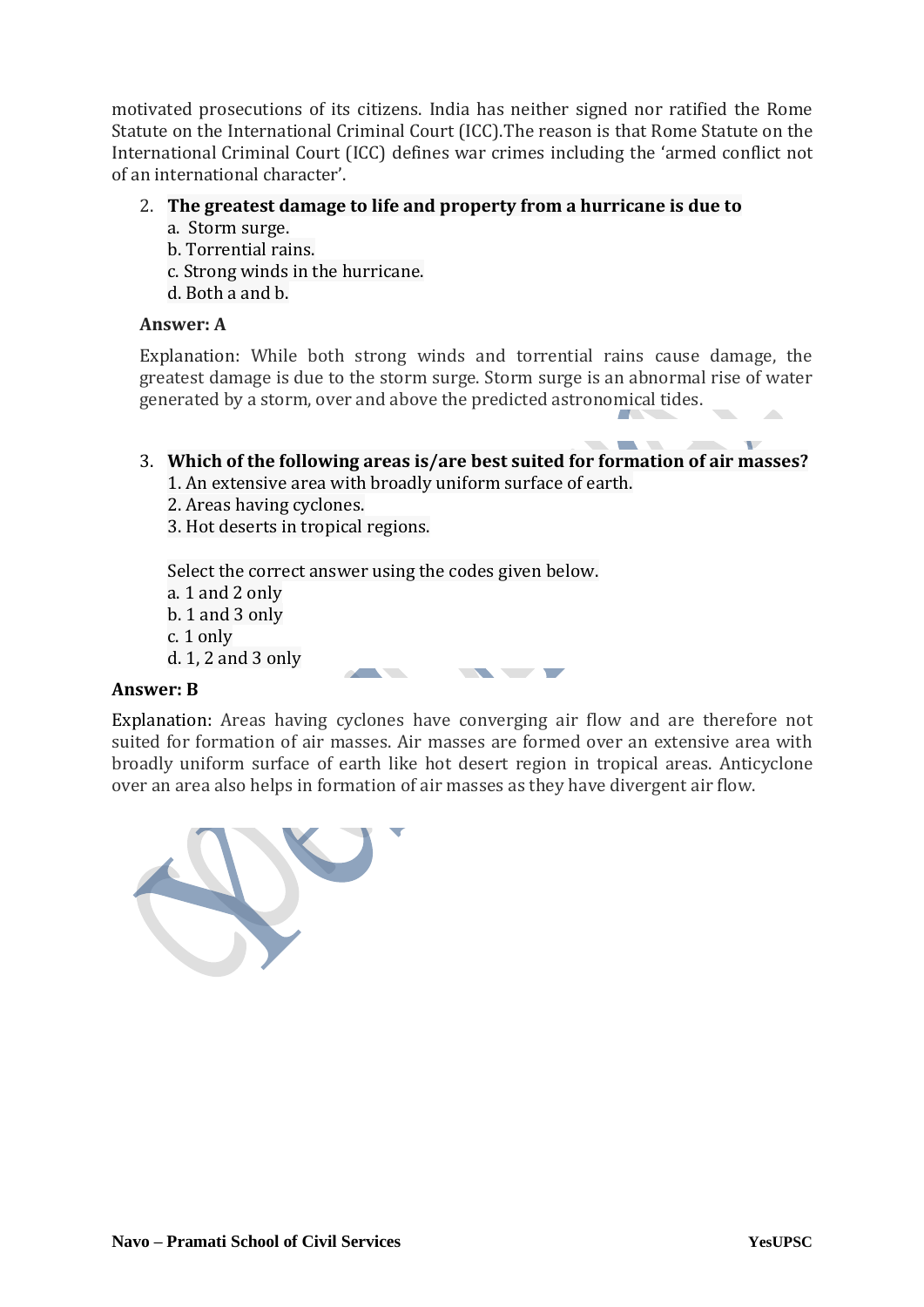motivated prosecutions of its citizens. India has neither signed nor ratified the Rome Statute on the International Criminal Court (ICC).The reason is that Rome Statute on the International Criminal Court (ICC) defines war crimes including the 'armed conflict not of an international character'.

2. **The greatest damage to life and property from a hurricane is due to**
   a. Storm surge.
   b. Torrential rains.
   c. Strong winds in the hurricane.
   d. Both a and b.

**Answer: A**

Explanation: While both strong winds and torrential rains cause damage, the greatest damage is due to the storm surge. Storm surge is an abnormal rise of water generated by a storm, over and above the predicted astronomical tides.

3. **Which of the following areas is/are best suited for formation of air masses?**
   1. An extensive area with broadly uniform surface of earth.
   2. Areas having cyclones.
   3. Hot deserts in tropical regions.

   Select the correct answer using the codes given below.
   a. 1 and 2 only
   b. 1 and 3 only
   c. 1 only
   d. 1, 2 and 3 only

**Answer: B**

Explanation: Areas having cyclones have converging air flow and are therefore not suited for formation of air masses. Air masses are formed over an extensive area with broadly uniform surface of earth like hot desert region in tropical areas. Anticyclone over an area also helps in formation of air masses as they have divergent air flow.